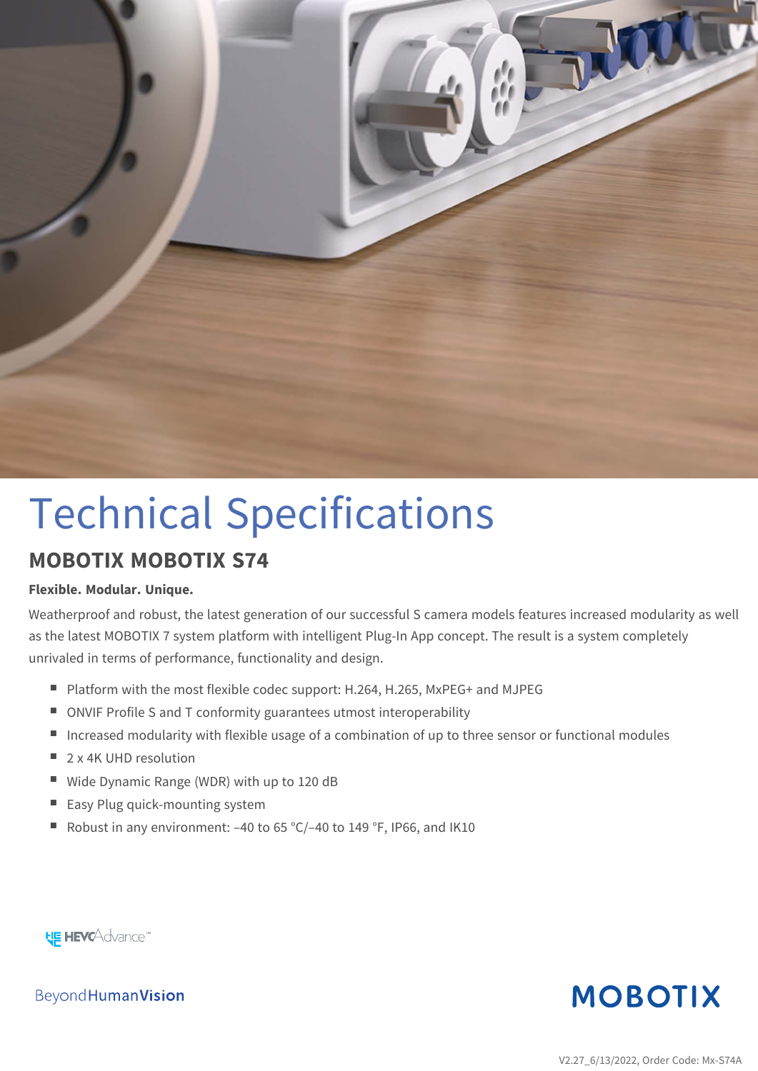# Technical Specifications

## MOBOTIX MOBOTIX S74

**Flexible. Modular. Unique.**

Weatherproof and robust, the latest generation of our successful S camera models features increased modularity as well as the latest MOBOTIX 7 system platform with intelligent Plug-In App concept. The result is a system completely unrivaled in terms of performance, functionality and design.

- Platform with the most flexible codec support: H.264, H.265, MxPEG+ and MJPEG
- ONVIF Profile S and T conformity guarantees utmost interoperability
- Increased modularity with flexible usage of a combination of up to three sensor or functional modules
- 2 x 4K UHD resolution
- Wide Dynamic Range (WDR) with up to 120 dB
- Easy Plug quick-mounting system
- Robust in any environment: –40 to 65 °C/–40 to 149 °F, IP66, and IK10

HEVCAdvance™

BeyondHumanVision

MOBOTIX

V2.27_6/13/2022, Order Code: Mx-S74A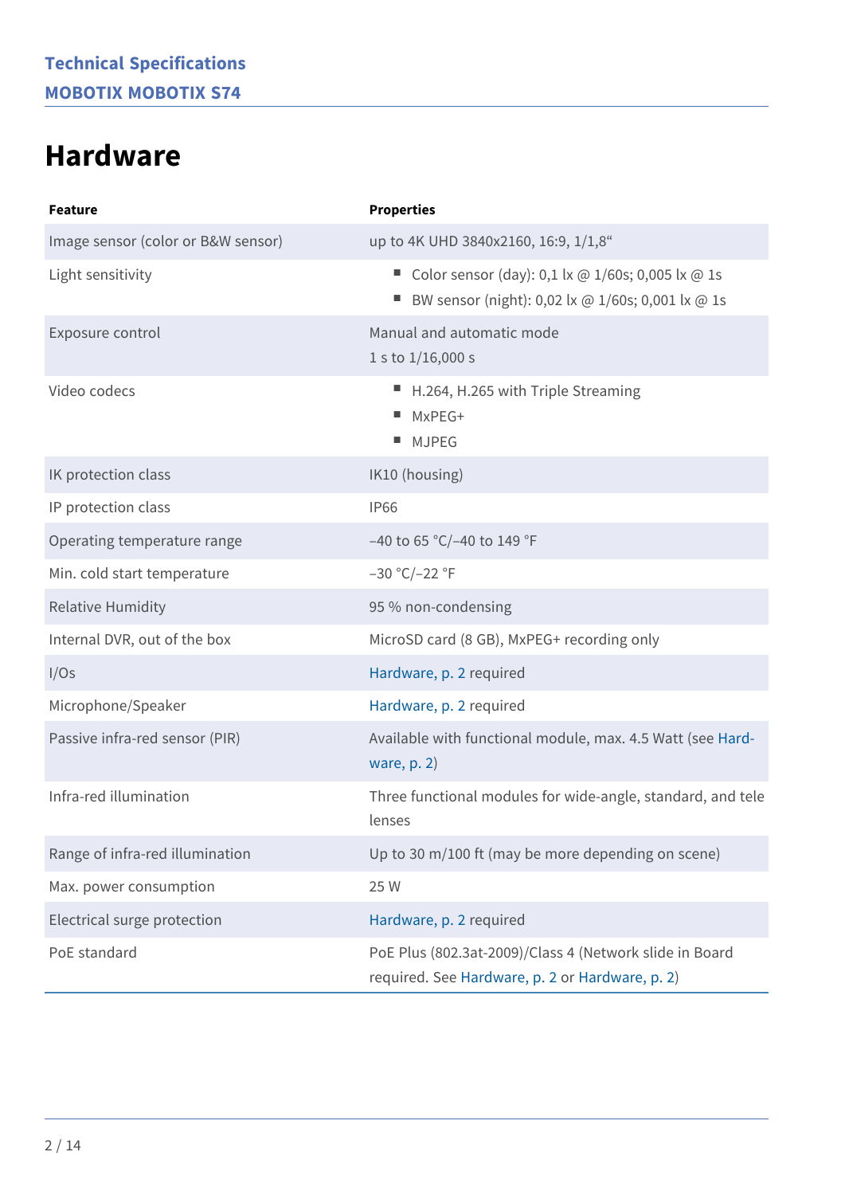# Hardware

| Feature | Properties |
| --- | --- |
| Image sensor (color or B&W sensor) | up to 4K UHD 3840x2160, 16:9, 1/1,8“ |
| Light sensitivity | ■ Color sensor (day): 0,1 lx @ 1/60s; 0,005 lx @ 1s<br>■ BW sensor (night): 0,02 lx @ 1/60s; 0,001 lx @ 1s |
| Exposure control | Manual and automatic mode<br>1 s to 1/16,000 s |
| Video codecs | ■ H.264, H.265 with Triple Streaming<br>■ MxPEG+<br>■ MJPEG |
| IK protection class | IK10 (housing) |
| IP protection class | IP66 |
| Operating temperature range | –40 to 65 °C/–40 to 149 °F |
| Min. cold start temperature | –30 °C/–22 °F |
| Relative Humidity | 95 % non-condensing |
| Internal DVR, out of the box | MicroSD card (8 GB), MxPEG+ recording only |
| I/Os | Hardware, p. 2 required |
| Microphone/Speaker | Hardware, p. 2 required |
| Passive infra-red sensor (PIR) | Available with functional module, max. 4.5 Watt (see Hardware, p. 2) |
| Infra-red illumination | Three functional modules for wide-angle, standard, and tele lenses |
| Range of infra-red illumination | Up to 30 m/100 ft (may be more depending on scene) |
| Max. power consumption | 25 W |
| Electrical surge protection | Hardware, p. 2 required |
| PoE standard | PoE Plus (802.3at-2009)/Class 4 (Network slide in Board required. See Hardware, p. 2 or Hardware, p. 2) |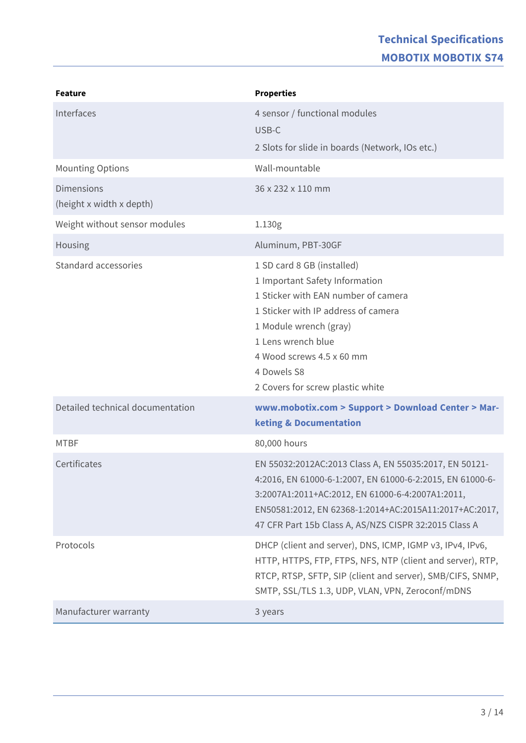| Feature | Properties |
|---|---|
| Interfaces | 4 sensor / functional modules<br>USB-C<br>2 Slots for slide in boards (Network, IOs etc.) |
| Mounting Options | Wall-mountable |
| Dimensions<br>(height x width x depth) | 36 x 232 x 110 mm |
| Weight without sensor modules | 1.130g |
| Housing | Aluminum, PBT-30GF |
| Standard accessories | 1 SD card 8 GB (installed)<br>1 Important Safety Information<br>1 Sticker with EAN number of camera<br>1 Sticker with IP address of camera<br>1 Module wrench (gray)<br>1 Lens wrench blue<br>4 Wood screws 4.5 x 60 mm<br>4 Dowels S8<br>2 Covers for screw plastic white |
| Detailed technical documentation | **www.mobotix.com > Support > Download Center > Marketing & Documentation** |
| MTBF | 80,000 hours |
| Certificates | EN 55032:2012AC:2013 Class A, EN 55035:2017, EN 50121-4:2016, EN 61000-6-1:2007, EN 61000-6-2:2015, EN 61000-6-3:2007A1:2011+AC:2012, EN 61000-6-4:2007A1:2011, EN50581:2012, EN 62368-1:2014+AC:2015A11:2017+AC:2017, 47 CFR Part 15b Class A, AS/NZS CISPR 32:2015 Class A |
| Protocols | DHCP (client and server), DNS, ICMP, IGMP v3, IPv4, IPv6, HTTP, HTTPS, FTP, FTPS, NFS, NTP (client and server), RTP, RTCP, RTSP, SFTP, SIP (client and server), SMB/CIFS, SNMP, SMTP, SSL/TLS 1.3, UDP, VLAN, VPN, Zeroconf/mDNS |
| Manufacturer warranty | 3 years |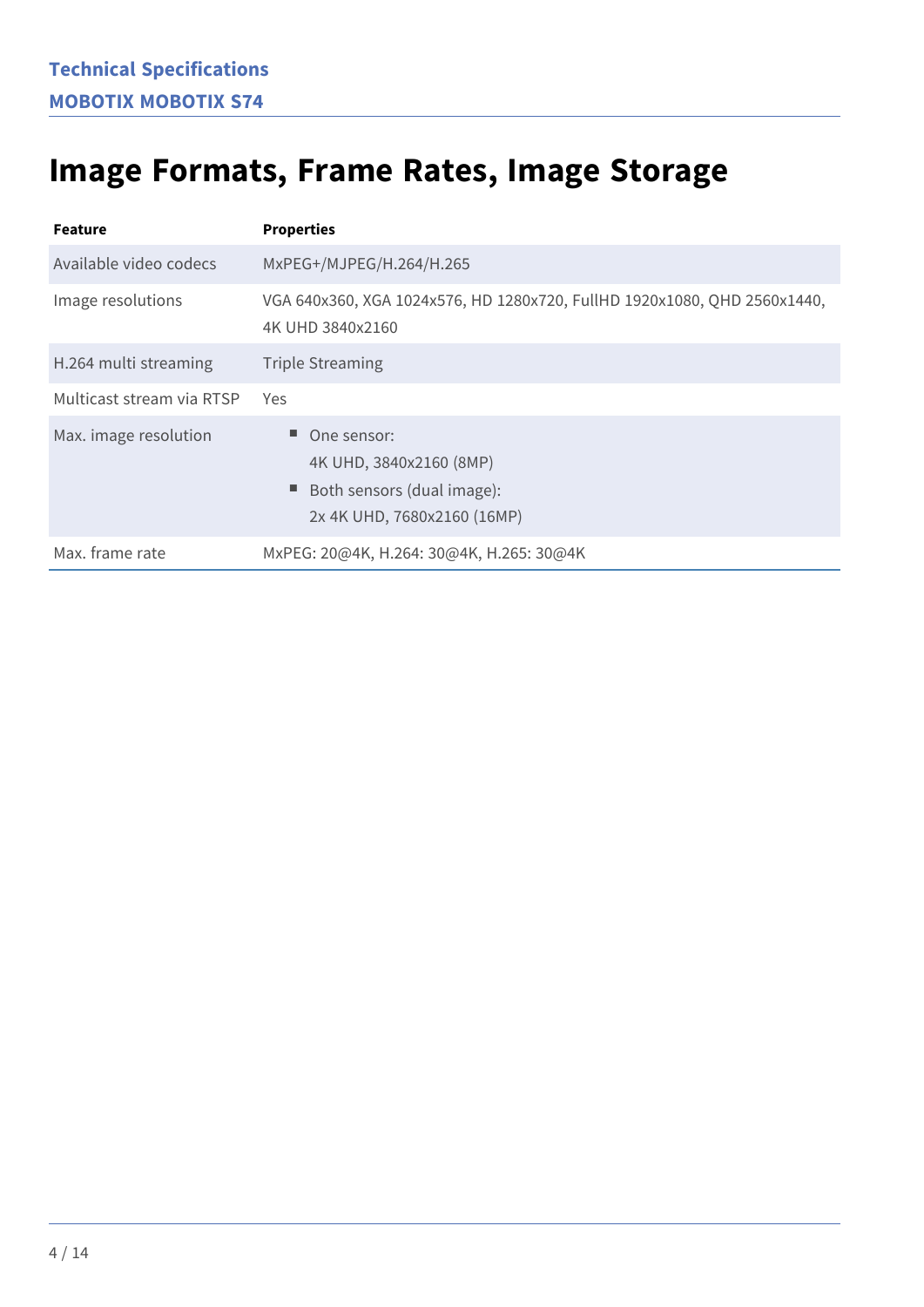# Image Formats, Frame Rates, Image Storage

| Feature | Properties |
|---|---|
| Available video codecs | MxPEG+/MJPEG/H.264/H.265 |
| Image resolutions | VGA 640x360, XGA 1024x576, HD 1280x720, FullHD 1920x1080, QHD 2560x1440, 4K UHD 3840x2160 |
| H.264 multi streaming | Triple Streaming |
| Multicast stream via RTSP | Yes |
| Max. image resolution | ■ One sensor: 4K UHD, 3840x2160 (8MP)<br>■ Both sensors (dual image): 2x 4K UHD, 7680x2160 (16MP) |
| Max. frame rate | MxPEG: 20@4K, H.264: 30@4K, H.265: 30@4K |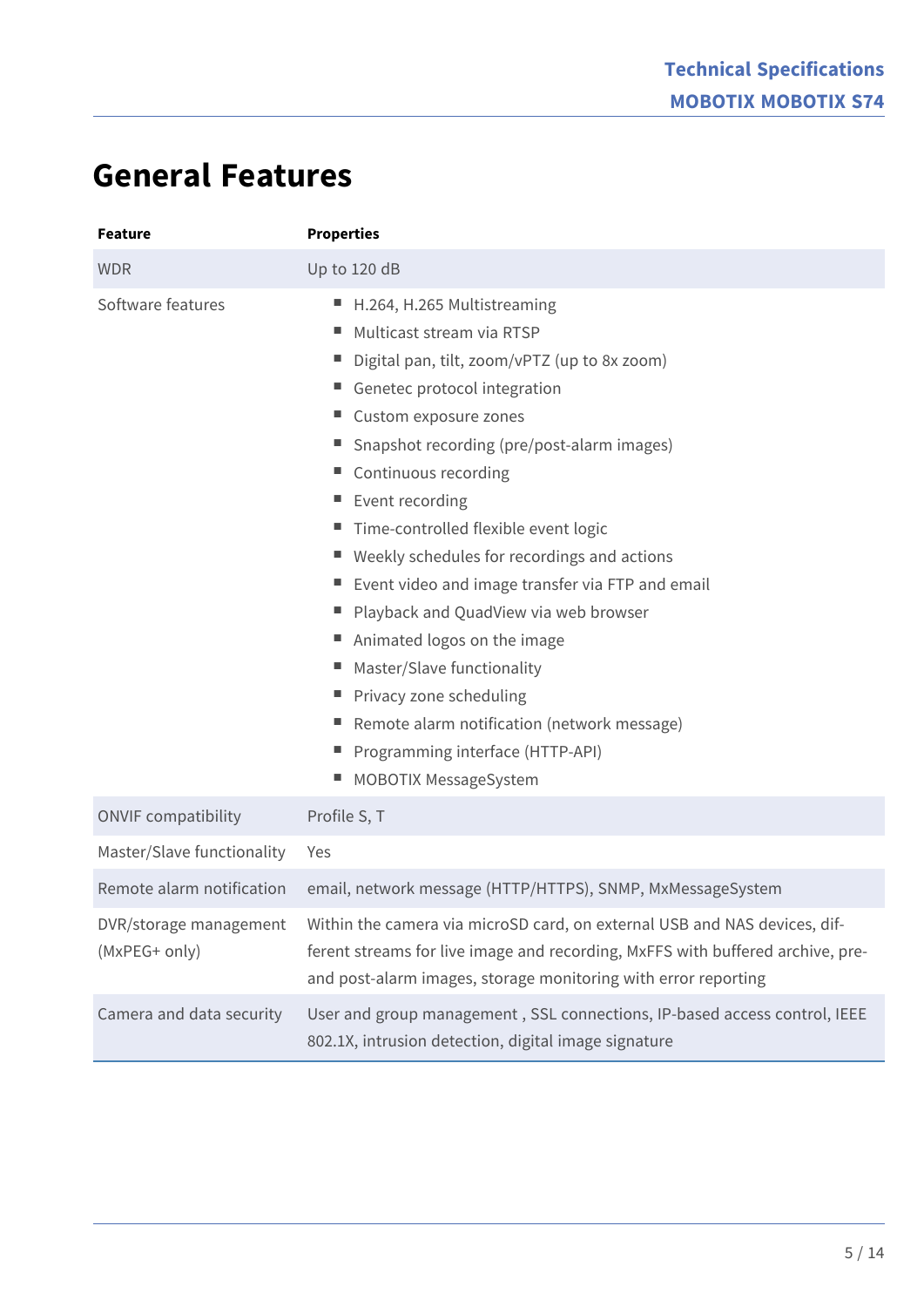## General Features

| Feature | Properties |
|---|---|
| WDR | Up to 120 dB |
| Software features | <ul><li>H.264, H.265 Multistreaming</li><li>Multicast stream via RTSP</li><li>Digital pan, tilt, zoom/vPTZ (up to 8x zoom)</li><li>Genetec protocol integration</li><li>Custom exposure zones</li><li>Snapshot recording (pre/post-alarm images)</li><li>Continuous recording</li><li>Event recording</li><li>Time-controlled flexible event logic</li><li>Weekly schedules for recordings and actions</li><li>Event video and image transfer via FTP and email</li><li>Playback and QuadView via web browser</li><li>Animated logos on the image</li><li>Master/Slave functionality</li><li>Privacy zone scheduling</li><li>Remote alarm notification (network message)</li><li>Programming interface (HTTP-API)</li><li>MOBOTIX MessageSystem</li></ul> |
| ONVIF compatibility | Profile S, T |
| Master/Slave functionality | Yes |
| Remote alarm notification | email, network message (HTTP/HTTPS), SNMP, MxMessageSystem |
| DVR/storage management (MxPEG+ only) | Within the camera via microSD card, on external USB and NAS devices, different streams for live image and recording, MxFFS with buffered archive, pre- and post-alarm images, storage monitoring with error reporting |
| Camera and data security | User and group management , SSL connections, IP-based access control, IEEE 802.1X, intrusion detection, digital image signature |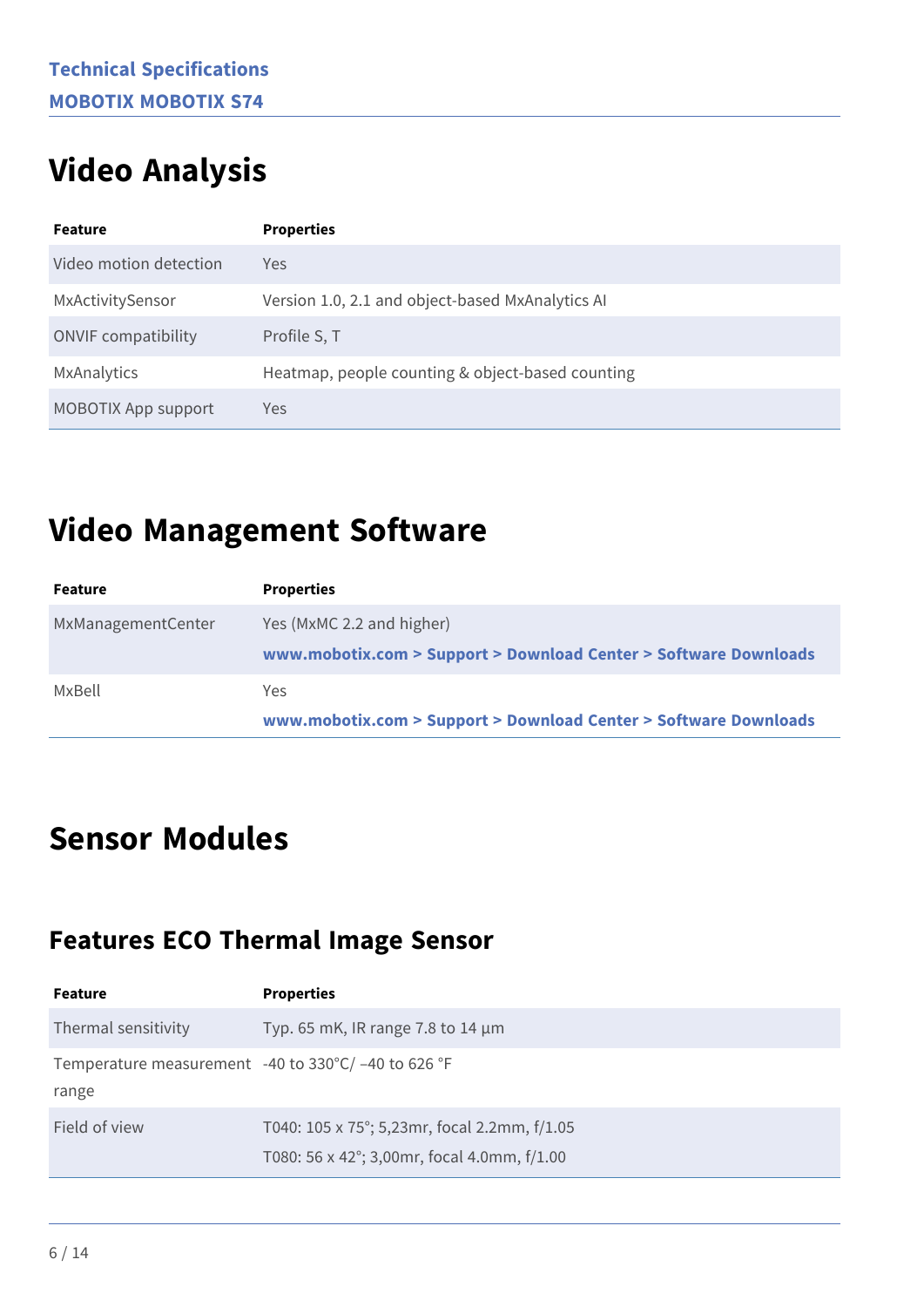# Video Analysis

| Feature | Properties |
|---|---|
| Video motion detection | Yes |
| MxActivitySensor | Version 1.0, 2.1 and object-based MxAnalytics AI |
| ONVIF compatibility | Profile S, T |
| MxAnalytics | Heatmap, people counting & object-based counting |
| MOBOTIX App support | Yes |

# Video Management Software

| Feature | Properties |
|---|---|
| MxManagementCenter | Yes (MxMC 2.2 and higher)<br>**www.mobotix.com > Support > Download Center > Software Downloads** |
| MxBell | Yes<br>**www.mobotix.com > Support > Download Center > Software Downloads** |

# Sensor Modules

## Features ECO Thermal Image Sensor

| Feature | Properties |
|---|---|
| Thermal sensitivity | Typ. 65 mK, IR range 7.8 to 14 µm |
| Temperature measurement range | -40 to 330°C/ –40 to 626 °F |
| Field of view | T040: 105 x 75°; 5,23mr, focal 2.2mm, f/1.05<br>T080: 56 x 42°; 3,00mr, focal 4.0mm, f/1.00 |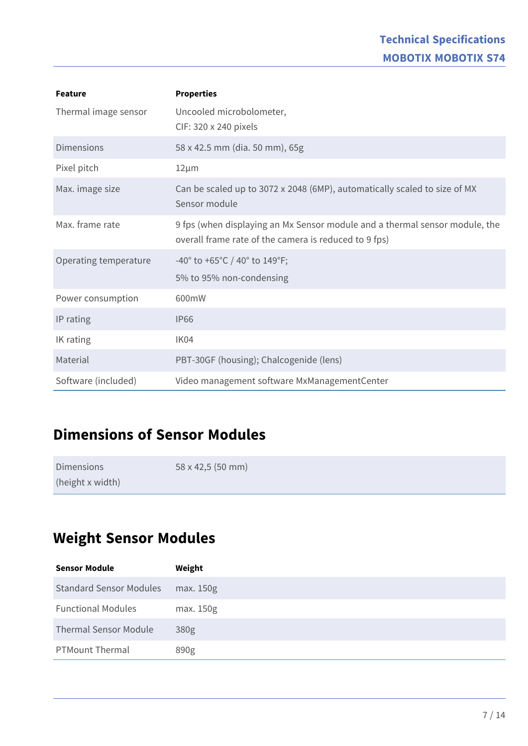| Feature | Properties |
|---|---|
| Thermal image sensor | Uncooled microbolometer,<br>CIF: 320 x 240 pixels |
| Dimensions | 58 x 42.5 mm (dia. 50 mm), 65g |
| Pixel pitch | 12µm |
| Max. image size | Can be scaled up to 3072 x 2048 (6MP), automatically scaled to size of MX Sensor module |
| Max. frame rate | 9 fps (when displaying an Mx Sensor module and a thermal sensor module, the overall frame rate of the camera is reduced to 9 fps) |
| Operating temperature | -40° to +65°C / 40° to 149°F;<br>5% to 95% non-condensing |
| Power consumption | 600mW |
| IP rating | IP66 |
| IK rating | IK04 |
| Material | PBT-30GF (housing); Chalcogenide (lens) |
| Software (included) | Video management software MxManagementCenter |

## Dimensions of Sensor Modules

| | |
|---|---|
| Dimensions<br>(height x width) | 58 x 42,5 (50 mm) |

## Weight Sensor Modules

| Sensor Module | Weight |
|---|---|
| Standard Sensor Modules | max. 150g |
| Functional Modules | max. 150g |
| Thermal Sensor Module | 380g |
| PTMount Thermal | 890g |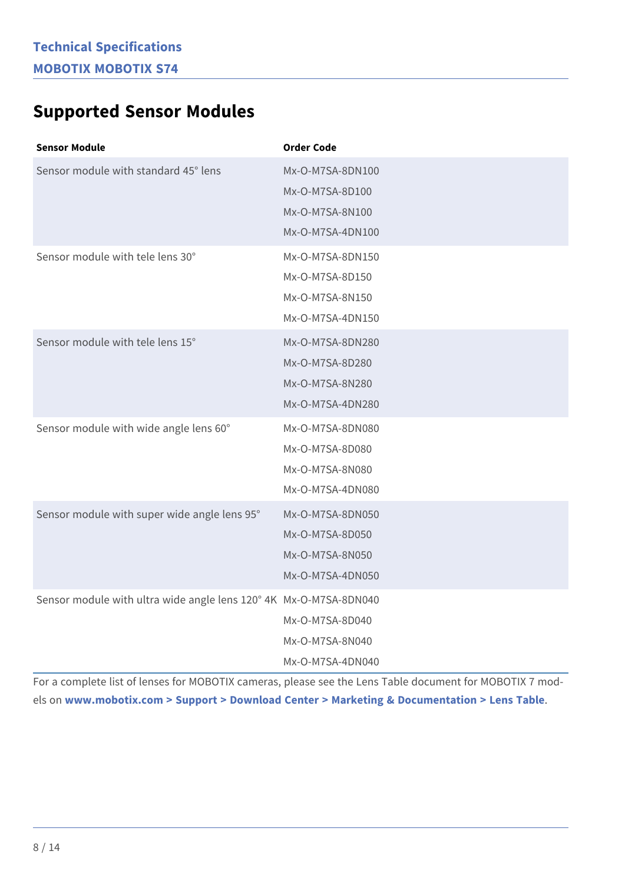## Supported Sensor Modules

| Sensor Module | Order Code |
|---|---|
| Sensor module with standard 45° lens | Mx-O-M7SA-8DN100<br>Mx-O-M7SA-8D100<br>Mx-O-M7SA-8N100<br>Mx-O-M7SA-4DN100 |
| Sensor module with tele lens 30° | Mx-O-M7SA-8DN150<br>Mx-O-M7SA-8D150<br>Mx-O-M7SA-8N150<br>Mx-O-M7SA-4DN150 |
| Sensor module with tele lens 15° | Mx-O-M7SA-8DN280<br>Mx-O-M7SA-8D280<br>Mx-O-M7SA-8N280<br>Mx-O-M7SA-4DN280 |
| Sensor module with wide angle lens 60° | Mx-O-M7SA-8DN080<br>Mx-O-M7SA-8D080<br>Mx-O-M7SA-8N080<br>Mx-O-M7SA-4DN080 |
| Sensor module with super wide angle lens 95° | Mx-O-M7SA-8DN050<br>Mx-O-M7SA-8D050<br>Mx-O-M7SA-8N050<br>Mx-O-M7SA-4DN050 |
| Sensor module with ultra wide angle lens 120° 4K | Mx-O-M7SA-8DN040<br>Mx-O-M7SA-8D040<br>Mx-O-M7SA-8N040<br>Mx-O-M7SA-4DN040 |

For a complete list of lenses for MOBOTIX cameras, please see the Lens Table document for MOBOTIX 7 models on **www.mobotix.com > Support > Download Center > Marketing & Documentation > Lens Table**.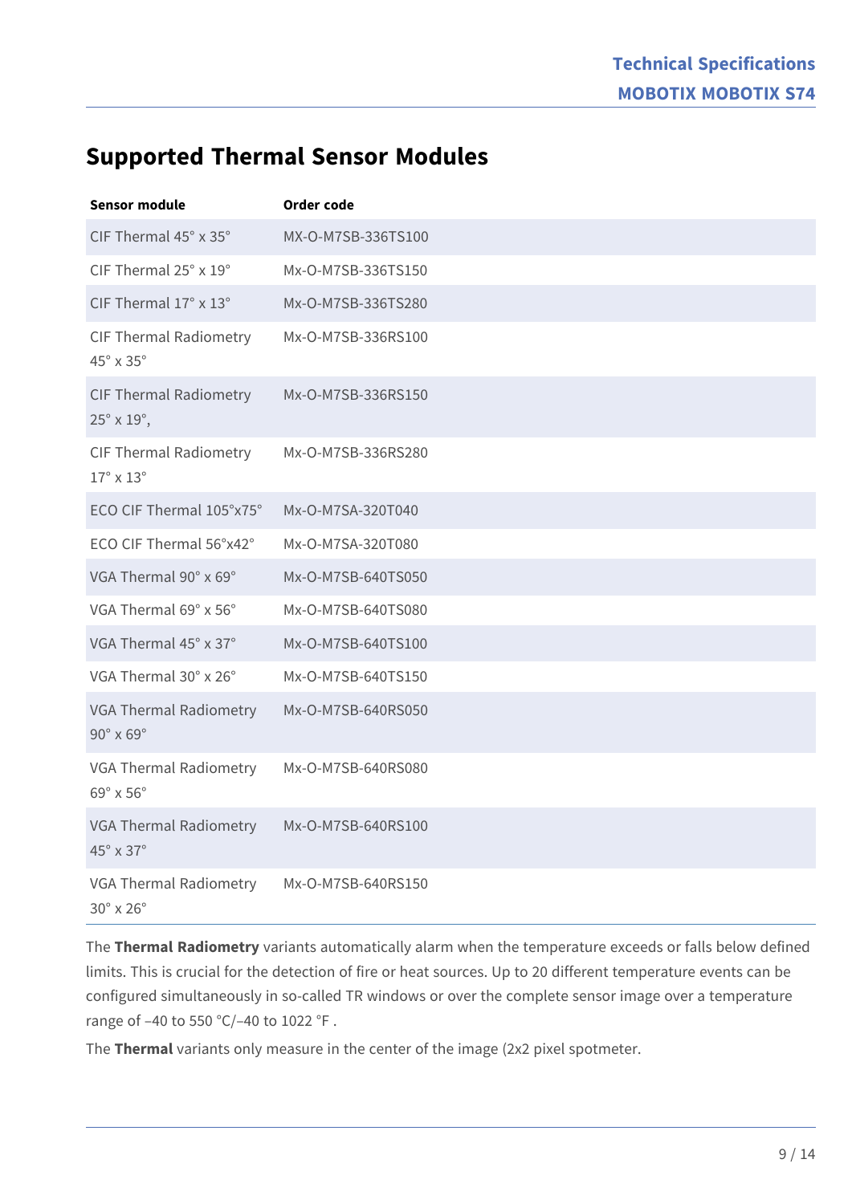# Supported Thermal Sensor Modules

| Sensor module | Order code |
|---|---|
| CIF Thermal 45° x 35° | MX-O-M7SB-336TS100 |
| CIF Thermal 25° x 19° | Mx-O-M7SB-336TS150 |
| CIF Thermal 17° x 13° | Mx-O-M7SB-336TS280 |
| CIF Thermal Radiometry 45° x 35° | Mx-O-M7SB-336RS100 |
| CIF Thermal Radiometry 25° x 19°, | Mx-O-M7SB-336RS150 |
| CIF Thermal Radiometry 17° x 13° | Mx-O-M7SB-336RS280 |
| ECO CIF Thermal 105°x75° | Mx-O-M7SA-320T040 |
| ECO CIF Thermal 56°x42° | Mx-O-M7SA-320T080 |
| VGA Thermal 90° x 69° | Mx-O-M7SB-640TS050 |
| VGA Thermal 69° x 56° | Mx-O-M7SB-640TS080 |
| VGA Thermal 45° x 37° | Mx-O-M7SB-640TS100 |
| VGA Thermal 30° x 26° | Mx-O-M7SB-640TS150 |
| VGA Thermal Radiometry 90° x 69° | Mx-O-M7SB-640RS050 |
| VGA Thermal Radiometry 69° x 56° | Mx-O-M7SB-640RS080 |
| VGA Thermal Radiometry 45° x 37° | Mx-O-M7SB-640RS100 |
| VGA Thermal Radiometry 30° x 26° | Mx-O-M7SB-640RS150 |

The **Thermal Radiometry** variants automatically alarm when the temperature exceeds or falls below defined limits. This is crucial for the detection of fire or heat sources. Up to 20 different temperature events can be configured simultaneously in so-called TR windows or over the complete sensor image over a temperature range of –40 to 550 °C/–40 to 1022 °F .

The **Thermal** variants only measure in the center of the image (2x2 pixel spotmeter.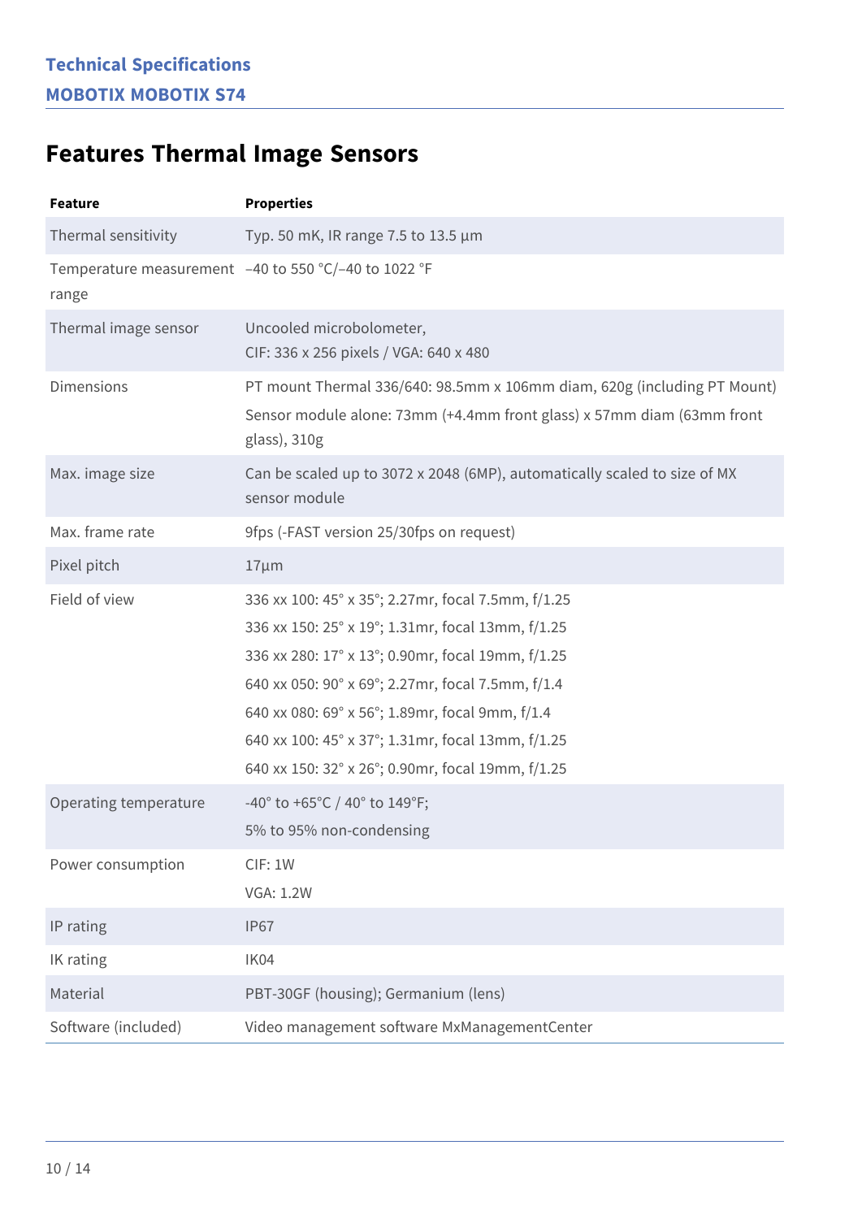# Features Thermal Image Sensors

| Feature | Properties |
| --- | --- |
| Thermal sensitivity | Typ. 50 mK, IR range 7.5 to 13.5 µm |
| Temperature measurement range | –40 to 550 °C/–40 to 1022 °F |
| Thermal image sensor | Uncooled microbolometer,<br>CIF: 336 x 256 pixels / VGA: 640 x 480 |
| Dimensions | PT mount Thermal 336/640: 98.5mm x 106mm diam, 620g (including PT Mount)<br>Sensor module alone: 73mm (+4.4mm front glass) x 57mm diam (63mm front glass), 310g |
| Max. image size | Can be scaled up to 3072 x 2048 (6MP), automatically scaled to size of MX sensor module |
| Max. frame rate | 9fps (-FAST version 25/30fps on request) |
| Pixel pitch | 17µm |
| Field of view | 336 xx 100: 45° x 35°; 2.27mr, focal 7.5mm, f/1.25<br>336 xx 150: 25° x 19°; 1.31mr, focal 13mm, f/1.25<br>336 xx 280: 17° x 13°; 0.90mr, focal 19mm, f/1.25<br>640 xx 050: 90° x 69°; 2.27mr, focal 7.5mm, f/1.4<br>640 xx 080: 69° x 56°; 1.89mr, focal 9mm, f/1.4<br>640 xx 100: 45° x 37°; 1.31mr, focal 13mm, f/1.25<br>640 xx 150: 32° x 26°; 0.90mr, focal 19mm, f/1.25 |
| Operating temperature | -40° to +65°C / 40° to 149°F;<br>5% to 95% non-condensing |
| Power consumption | CIF: 1W<br>VGA: 1.2W |
| IP rating | IP67 |
| IK rating | IK04 |
| Material | PBT-30GF (housing); Germanium (lens) |
| Software (included) | Video management software MxManagementCenter |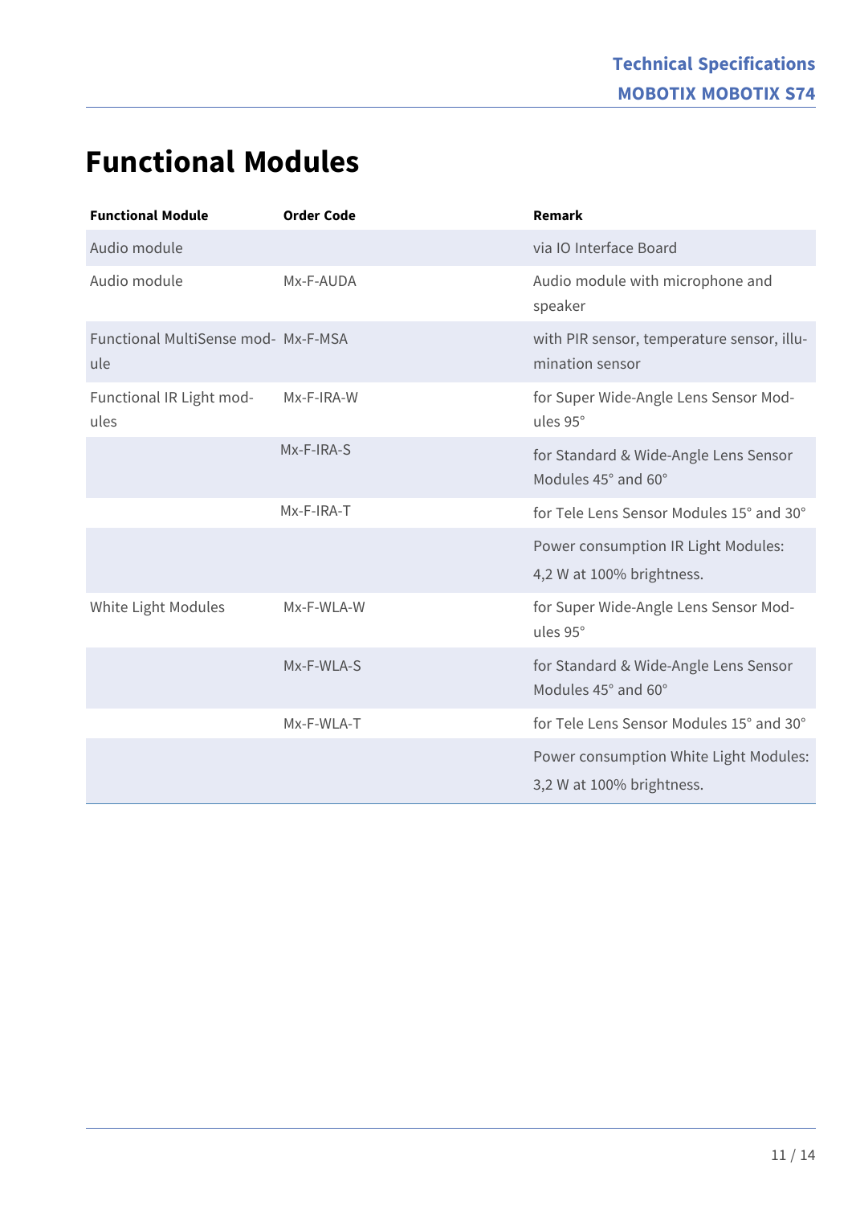# Functional Modules

| Functional Module | Order Code | Remark |
|---|---|---|
| Audio module | | via IO Interface Board |
| Audio module | Mx-F-AUDA | Audio module with microphone and speaker |
| Functional MultiSense module | Mx-F-MSA | with PIR sensor, temperature sensor, illumination sensor |
| Functional IR Light modules | Mx-F-IRA-W | for Super Wide-Angle Lens Sensor Modules 95° |
| | Mx-F-IRA-S | for Standard & Wide-Angle Lens Sensor Modules 45° and 60° |
| | Mx-F-IRA-T | for Tele Lens Sensor Modules 15° and 30° |
| | | Power consumption IR Light Modules: 4,2 W at 100% brightness. |
| White Light Modules | Mx-F-WLA-W | for Super Wide-Angle Lens Sensor Modules 95° |
| | Mx-F-WLA-S | for Standard & Wide-Angle Lens Sensor Modules 45° and 60° |
| | Mx-F-WLA-T | for Tele Lens Sensor Modules 15° and 30° |
| | | Power consumption White Light Modules: 3,2 W at 100% brightness. |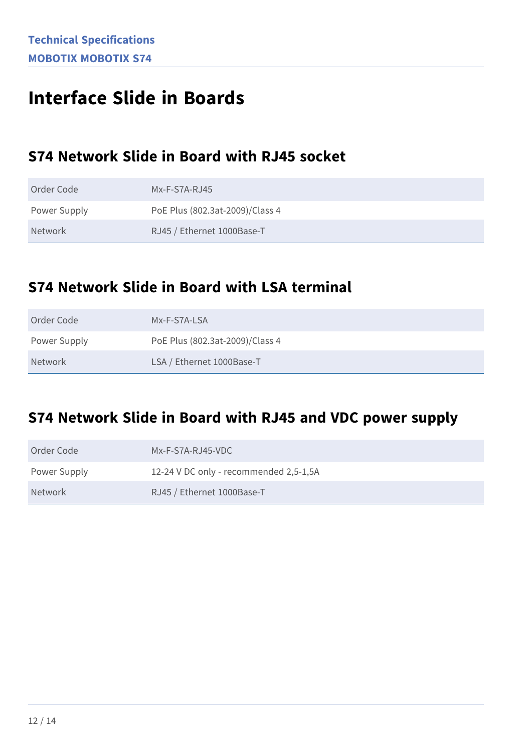# Interface Slide in Boards

## S74 Network Slide in Board with RJ45 socket

| Order Code | Mx-F-S7A-RJ45 |
|---|---|
| Power Supply | PoE Plus (802.3at-2009)/Class 4 |
| Network | RJ45 / Ethernet 1000Base-T |

## S74 Network Slide in Board with LSA terminal

| Order Code | Mx-F-S7A-LSA |
|---|---|
| Power Supply | PoE Plus (802.3at-2009)/Class 4 |
| Network | LSA / Ethernet 1000Base-T |

## S74 Network Slide in Board with RJ45 and VDC power supply

| Order Code | Mx-F-S7A-RJ45-VDC |
|---|---|
| Power Supply | 12-24 V DC only - recommended 2,5-1,5A |
| Network | RJ45 / Ethernet 1000Base-T |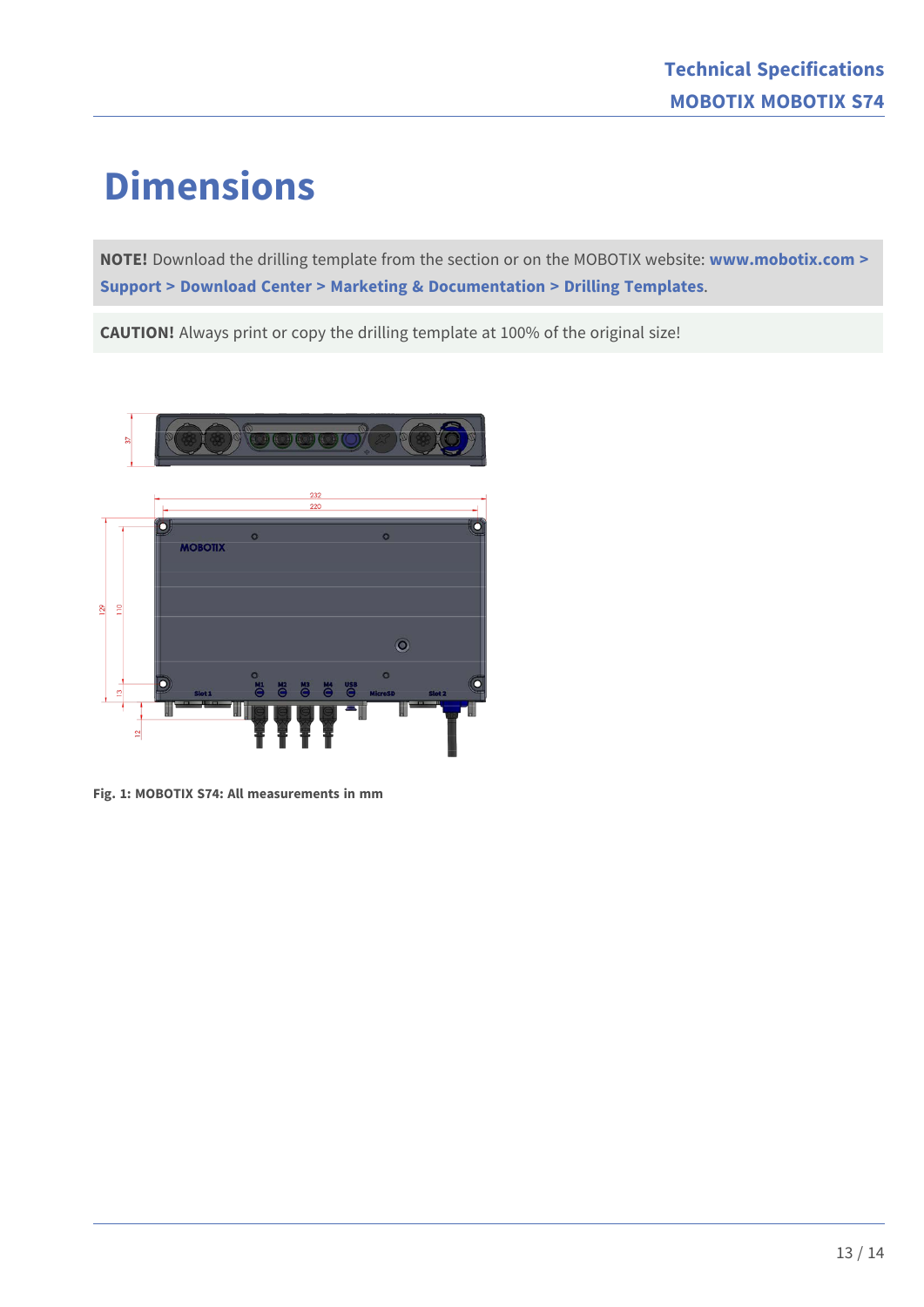# Dimensions

**NOTE!** Download the drilling template from the section or on the MOBOTIX website: **www.mobotix.com > Support > Download Center > Marketing & Documentation > Drilling Templates**.

**CAUTION!** Always print or copy the drilling template at 100% of the original size!

**Fig. 1: MOBOTIX S74: All measurements in mm**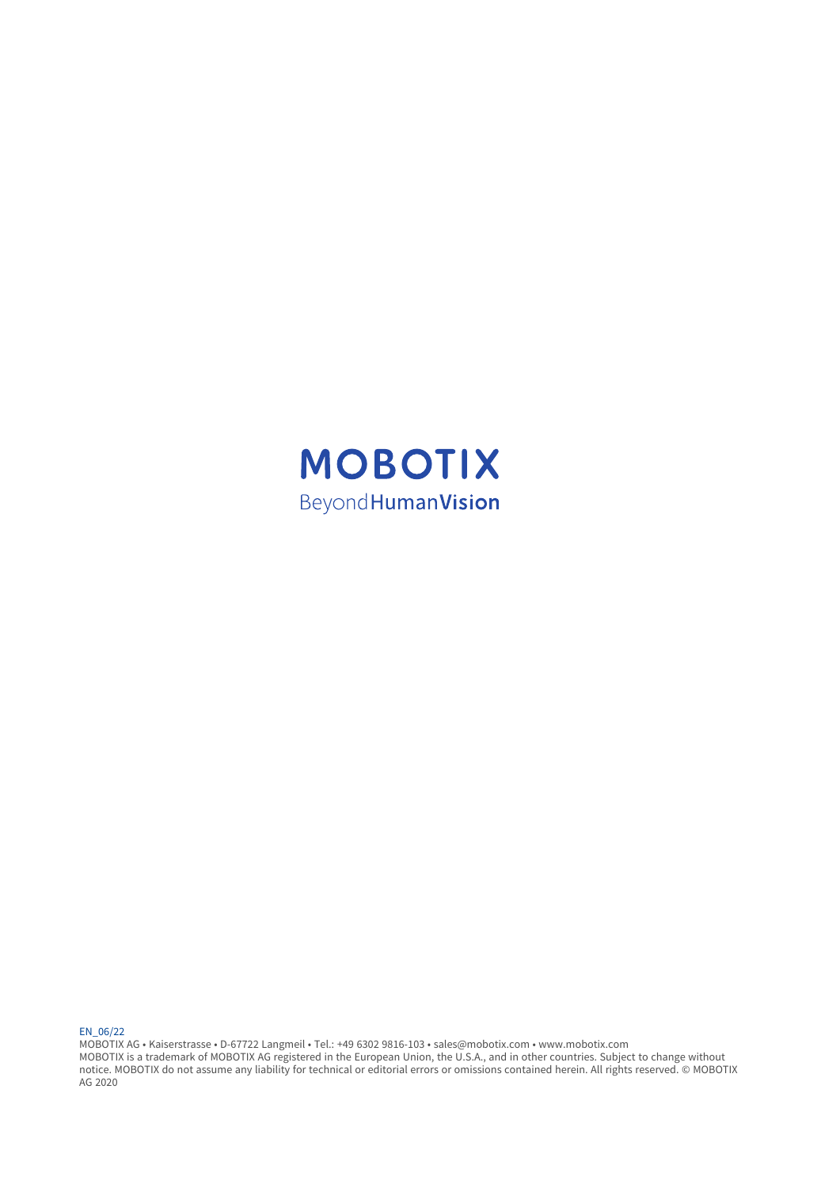MOBOTIX

BeyondHumanVision

EN_06/22

MOBOTIX AG • Kaiserstrasse • D-67722 Langmeil • Tel.: +49 6302 9816-103 • sales@mobotix.com • www.mobotix.com

MOBOTIX is a trademark of MOBOTIX AG registered in the European Union, the U.S.A., and in other countries. Subject to change without notice. MOBOTIX do not assume any liability for technical or editorial errors or omissions contained herein. All rights reserved. © MOBOTIX AG 2020